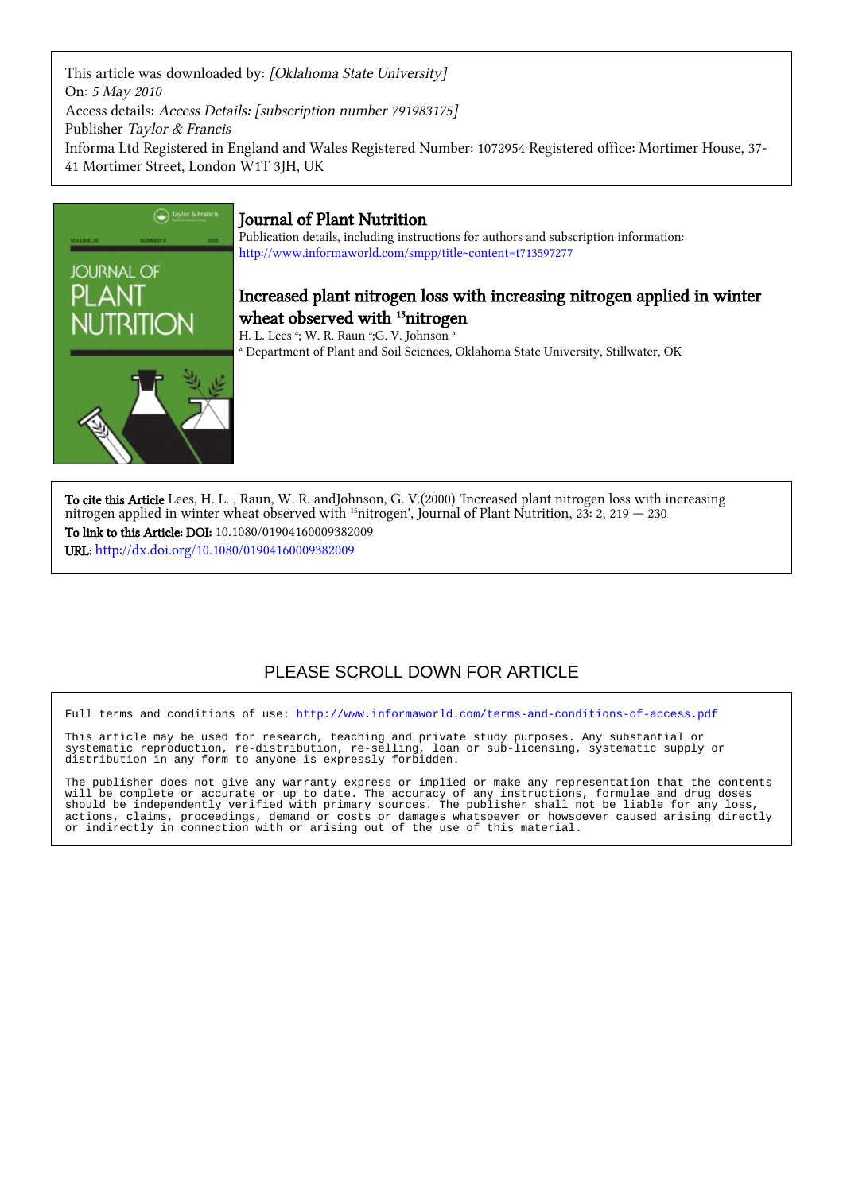This article was downloaded by: *[Oklahoma State University]*
On: *5 May 2010*
Access details: *Access Details: [subscription number 791983175]*
Publisher *Taylor & Francis*
Informa Ltd Registered in England and Wales Registered Number: 1072954 Registered office: Mortimer House, 37-41 Mortimer Street, London W1T 3JH, UK

# Journal of Plant Nutrition

Publication details, including instructions for authors and subscription information:
http://www.informaworld.com/smpp/title~content=t713597277

## Increased plant nitrogen loss with increasing nitrogen applied in winter wheat observed with $^{15}$nitrogen

H. L. Lees [a]; W. R. Raun [a]; G. V. Johnson [a]

[a] Department of Plant and Soil Sciences, Oklahoma State University, Stillwater, OK

**To cite this Article** Lees, H. L. , Raun, W. R. andJohnson, G. V.(2000) 'Increased plant nitrogen loss with increasing nitrogen applied in winter wheat observed with $^{15}$nitrogen', Journal of Plant Nutrition, 23: 2, 219 — 230

**To link to this Article: DOI:** 10.1080/01904160009382009

**URL:** http://dx.doi.org/10.1080/01904160009382009

PLEASE SCROLL DOWN FOR ARTICLE

Full terms and conditions of use: http://www.informaworld.com/terms-and-conditions-of-access.pdf

This article may be used for research, teaching and private study purposes. Any substantial or systematic reproduction, re-distribution, re-selling, loan or sub-licensing, systematic supply or distribution in any form to anyone is expressly forbidden.

The publisher does not give any warranty express or implied or make any representation that the contents will be complete or accurate or up to date. The accuracy of any instructions, formulae and drug doses should be independently verified with primary sources. The publisher shall not be liable for any loss, actions, claims, proceedings, demand or costs or damages whatsoever or howsoever caused arising directly or indirectly in connection with or arising out of the use of this material.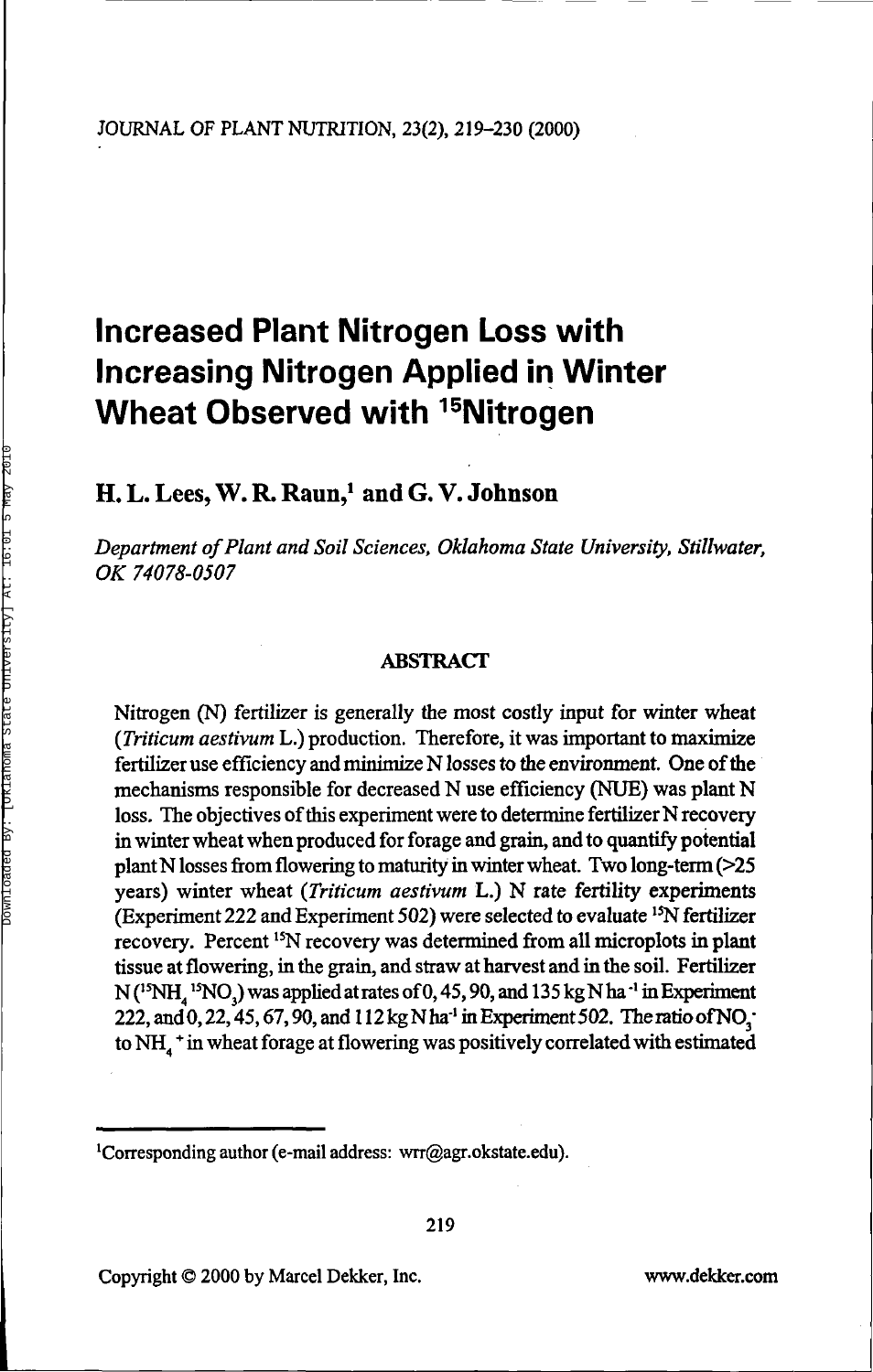# Increased Plant Nitrogen Loss with Increasing Nitrogen Applied in Winter Wheat Observed with $^{15}$Nitrogen

**H. L. Lees, W. R. Raun,[1] and G. V. Johnson**

*Department of Plant and Soil Sciences, Oklahoma State University, Stillwater, OK 74078-0507*

## ABSTRACT

Nitrogen (N) fertilizer is generally the most costly input for winter wheat (*Triticum aestivum* L.) production. Therefore, it was important to maximize fertilizer use efficiency and minimize N losses to the environment. One of the mechanisms responsible for decreased N use efficiency (NUE) was plant N loss. The objectives of this experiment were to determine fertilizer N recovery in winter wheat when produced for forage and grain, and to quantify potential plant N losses from flowering to maturity in winter wheat. Two long-term (>25 years) winter wheat (*Triticum aestivum* L.) N rate fertility experiments (Experiment 222 and Experiment 502) were selected to evaluate $^{15}$N fertilizer recovery. Percent $^{15}$N recovery was determined from all microplots in plant tissue at flowering, in the grain, and straw at harvest and in the soil. Fertilizer N ($^{15}NH_4{}^{15}NO_3$) was applied at rates of 0, 45, 90, and 135 kg N ha$^{-1}$ in Experiment 222, and 0, 22, 45, 67, 90, and 112 kg N ha$^{-1}$ in Experiment 502. The ratio of $NO_3^-$ to $NH_4^+$ in wheat forage at flowering was positively correlated with estimated

[1]Corresponding author (e-mail address: wrr@agr.okstate.edu).

Copyright © 2000 by Marcel Dekker, Inc. www.dekker.com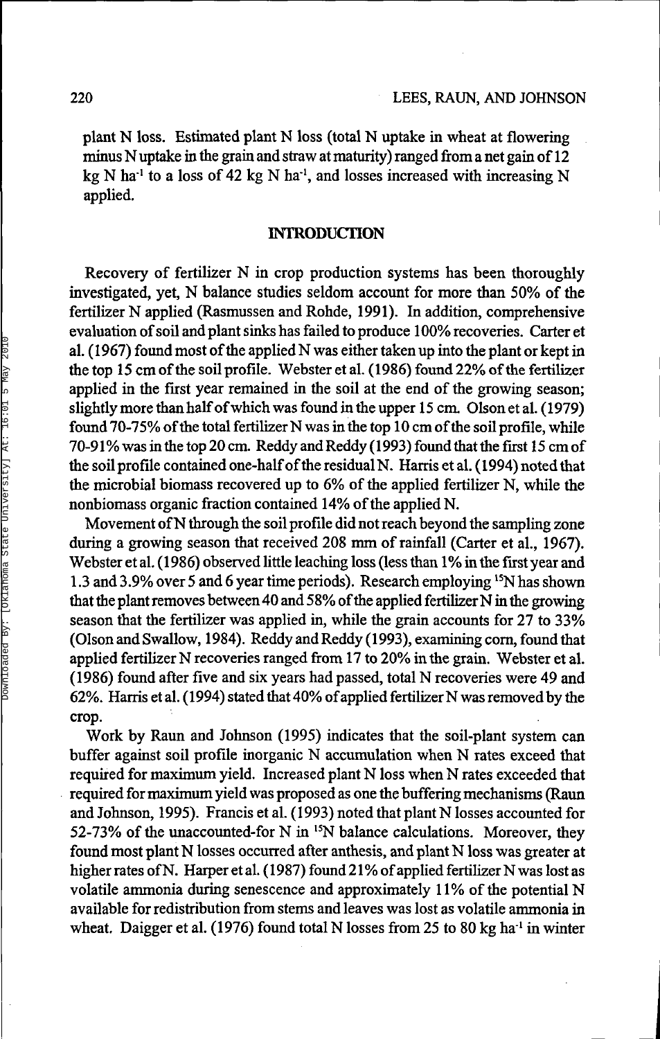plant N loss. Estimated plant N loss (total N uptake in wheat at flowering minus N uptake in the grain and straw at maturity) ranged from a net gain of 12 kg N $ha^{-1}$ to a loss of 42 kg N $ha^{-1}$, and losses increased with increasing N applied.

## INTRODUCTION

Recovery of fertilizer N in crop production systems has been thoroughly investigated, yet, N balance studies seldom account for more than 50% of the fertilizer N applied (Rasmussen and Rohde, 1991). In addition, comprehensive evaluation of soil and plant sinks has failed to produce 100% recoveries. Carter et al. (1967) found most of the applied N was either taken up into the plant or kept in the top 15 cm of the soil profile. Webster et al. (1986) found 22% of the fertilizer applied in the first year remained in the soil at the end of the growing season; slightly more than half of which was found in the upper 15 cm. Olson et al. (1979) found 70-75% of the total fertilizer N was in the top 10 cm of the soil profile, while 70-91% was in the top 20 cm. Reddy and Reddy (1993) found that the first 15 cm of the soil profile contained one-half of the residual N. Harris et al. (1994) noted that the microbial biomass recovered up to 6% of the applied fertilizer N, while the nonbiomass organic fraction contained 14% of the applied N.

Movement of N through the soil profile did not reach beyond the sampling zone during a growing season that received 208 mm of rainfall (Carter et al., 1967). Webster et al. (1986) observed little leaching loss (less than 1% in the first year and 1.3 and 3.9% over 5 and 6 year time periods). Research employing $^{15}N$ has shown that the plant removes between 40 and 58% of the applied fertilizer N in the growing season that the fertilizer was applied in, while the grain accounts for 27 to 33% (Olson and Swallow, 1984). Reddy and Reddy (1993), examining corn, found that applied fertilizer N recoveries ranged from 17 to 20% in the grain. Webster et al. (1986) found after five and six years had passed, total N recoveries were 49 and 62%. Harris et al. (1994) stated that 40% of applied fertilizer N was removed by the crop.

Work by Raun and Johnson (1995) indicates that the soil-plant system can buffer against soil profile inorganic N accumulation when N rates exceed that required for maximum yield. Increased plant N loss when N rates exceeded that required for maximum yield was proposed as one the buffering mechanisms (Raun and Johnson, 1995). Francis et al. (1993) noted that plant N losses accounted for 52-73% of the unaccounted-for N in $^{15}N$ balance calculations. Moreover, they found most plant N losses occurred after anthesis, and plant N loss was greater at higher rates of N. Harper et al. (1987) found 21% of applied fertilizer N was lost as volatile ammonia during senescence and approximately 11% of the potential N available for redistribution from stems and leaves was lost as volatile ammonia in wheat. Daigger et al. (1976) found total N losses from 25 to 80 kg $ha^{-1}$ in winter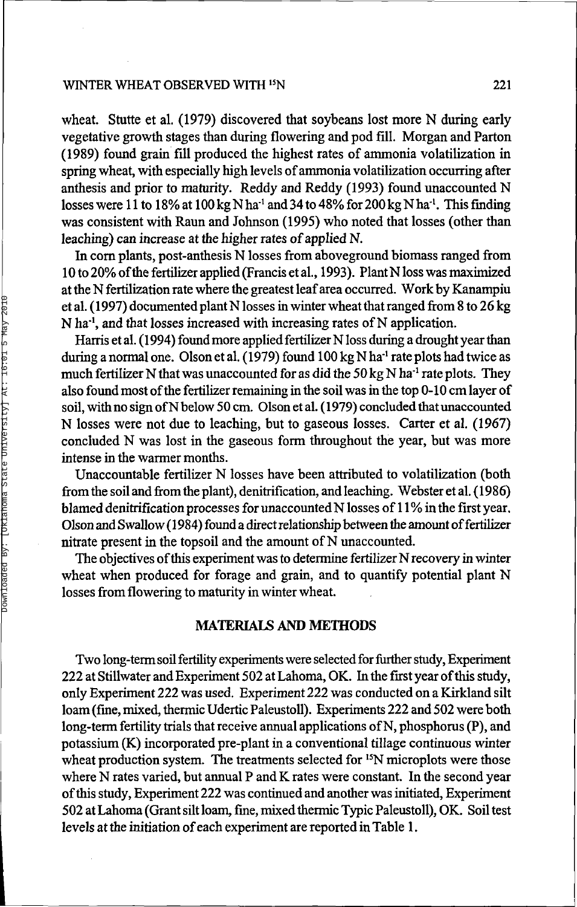wheat. Stutte et al. (1979) discovered that soybeans lost more N during early vegetative growth stages than during flowering and pod fill. Morgan and Parton (1989) found grain fill produced the highest rates of ammonia volatilization in spring wheat, with especially high levels of ammonia volatilization occurring after anthesis and prior to maturity. Reddy and Reddy (1993) found unaccounted N losses were 11 to 18% at 100 kg N ha$^{-1}$ and 34 to 48% for 200 kg N ha$^{-1}$. This finding was consistent with Raun and Johnson (1995) who noted that losses (other than leaching) can increase at the higher rates of applied N.

In corn plants, post-anthesis N losses from aboveground biomass ranged from 10 to 20% of the fertilizer applied (Francis et al., 1993). Plant N loss was maximized at the N fertilization rate where the greatest leaf area occurred. Work by Kanampiu et al. (1997) documented plant N losses in winter wheat that ranged from 8 to 26 kg N ha$^{-1}$, and that losses increased with increasing rates of N application.

Harris et al. (1994) found more applied fertilizer N loss during a drought year than during a normal one. Olson et al. (1979) found 100 kg N ha$^{-1}$ rate plots had twice as much fertilizer N that was unaccounted for as did the 50 kg N ha$^{-1}$ rate plots. They also found most of the fertilizer remaining in the soil was in the top 0-10 cm layer of soil, with no sign of N below 50 cm. Olson et al. (1979) concluded that unaccounted N losses were not due to leaching, but to gaseous losses. Carter et al. (1967) concluded N was lost in the gaseous form throughout the year, but was more intense in the warmer months.

Unaccountable fertilizer N losses have been attributed to volatilization (both from the soil and from the plant), denitrification, and leaching. Webster et al. (1986) blamed denitrification processes for unaccounted N losses of 11% in the first year. Olson and Swallow (1984) found a direct relationship between the amount of fertilizer nitrate present in the topsoil and the amount of N unaccounted.

The objectives of this experiment was to determine fertilizer N recovery in winter wheat when produced for forage and grain, and to quantify potential plant N losses from flowering to maturity in winter wheat.

## MATERIALS AND METHODS

Two long-term soil fertility experiments were selected for further study, Experiment 222 at Stillwater and Experiment 502 at Lahoma, OK. In the first year of this study, only Experiment 222 was used. Experiment 222 was conducted on a Kirkland silt loam (fine, mixed, thermic Udertic Paleustoll). Experiments 222 and 502 were both long-term fertility trials that receive annual applications of N, phosphorus (P), and potassium (K) incorporated pre-plant in a conventional tillage continuous winter wheat production system. The treatments selected for $^{15}$N microplots were those where N rates varied, but annual P and K rates were constant. In the second year of this study, Experiment 222 was continued and another was initiated, Experiment 502 at Lahoma (Grant silt loam, fine, mixed thermic Typic Paleustoll), OK. Soil test levels at the initiation of each experiment are reported in Table 1.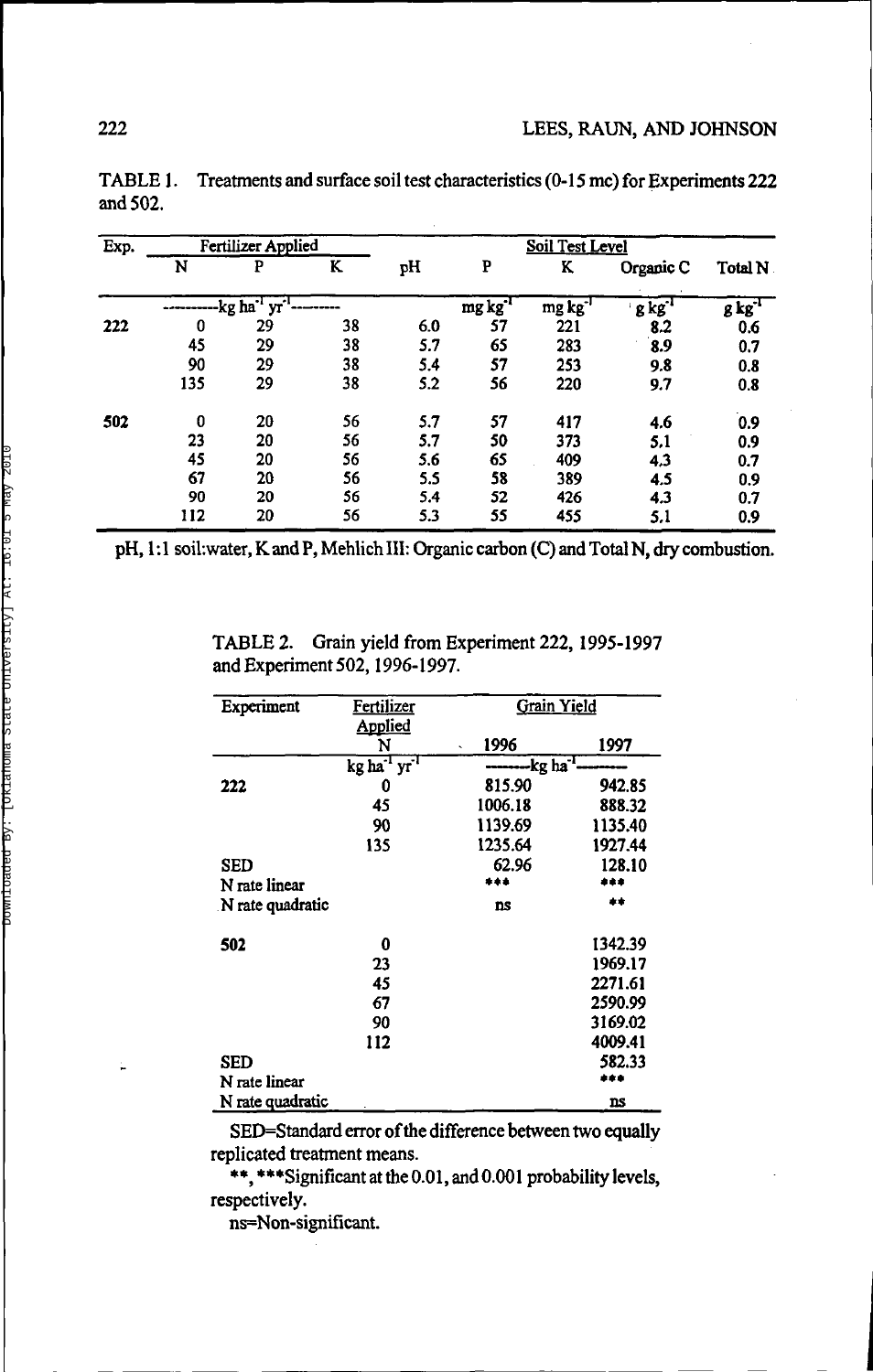TABLE 1. Treatments and surface soil test characteristics (0-15 mc) for Experiments 222 and 502.

| Exp. | Fertilizer Applied | | | Soil Test Level | | | | |
|---|---|---|---|---|---|---|---|---|
| | N | P | K | pH | P | K | Organic C | Total N |
| | ----------kg ha$^{-1}$ yr$^{-1}$---------- | | | | mg kg$^{-1}$ | mg kg$^{-1}$ | g kg$^{-1}$ | g kg$^{-1}$ |
| **222** | 0 | 29 | 38 | 6.0 | 57 | 221 | 8.2 | 0.6 |
| | 45 | 29 | 38 | 5.7 | 65 | 283 | 8.9 | 0.7 |
| | 90 | 29 | 38 | 5.4 | 57 | 253 | 9.8 | 0.8 |
| | 135 | 29 | 38 | 5.2 | 56 | 220 | 9.7 | 0.8 |
| **502** | 0 | 20 | 56 | 5.7 | 57 | 417 | 4.6 | 0.9 |
| | 23 | 20 | 56 | 5.7 | 50 | 373 | 5.1 | 0.9 |
| | 45 | 20 | 56 | 5.6 | 65 | 409 | 4.3 | 0.7 |
| | 67 | 20 | 56 | 5.5 | 58 | 389 | 4.5 | 0.9 |
| | 90 | 20 | 56 | 5.4 | 52 | 426 | 4.3 | 0.7 |
| | 112 | 20 | 56 | 5.3 | 55 | 455 | 5.1 | 0.9 |

pH, 1:1 soil:water, K and P, Mehlich III: Organic carbon (C) and Total N, dry combustion.

TABLE 2. Grain yield from Experiment 222, 1995-1997 and Experiment 502, 1996-1997.

| Experiment | Fertilizer Applied | Grain Yield | |
|---|---|---|---|
| | N | 1996 | 1997 |
| | kg ha$^{-1}$ yr$^{-1}$ | --------kg ha$^{-1}$-------- | |
| **222** | 0 | 815.90 | 942.85 |
| | 45 | 1006.18 | 888.32 |
| | 90 | 1139.69 | 1135.40 |
| | 135 | 1235.64 | 1927.44 |
| SED | | 62.96 | 128.10 |
| N rate linear | | *** | *** |
| N rate quadratic | | ns | ** |
| **502** | 0 | | 1342.39 |
| | 23 | | 1969.17 |
| | 45 | | 2271.61 |
| | 67 | | 2590.99 |
| | 90 | | 3169.02 |
| | 112 | | 4009.41 |
| SED | | | 582.33 |
| N rate linear | | | *** |
| N rate quadratic | | | ns |

SED=Standard error of the difference between two equally replicated treatment means.

**, ***Significant at the 0.01, and 0.001 probability levels, respectively.

ns=Non-significant.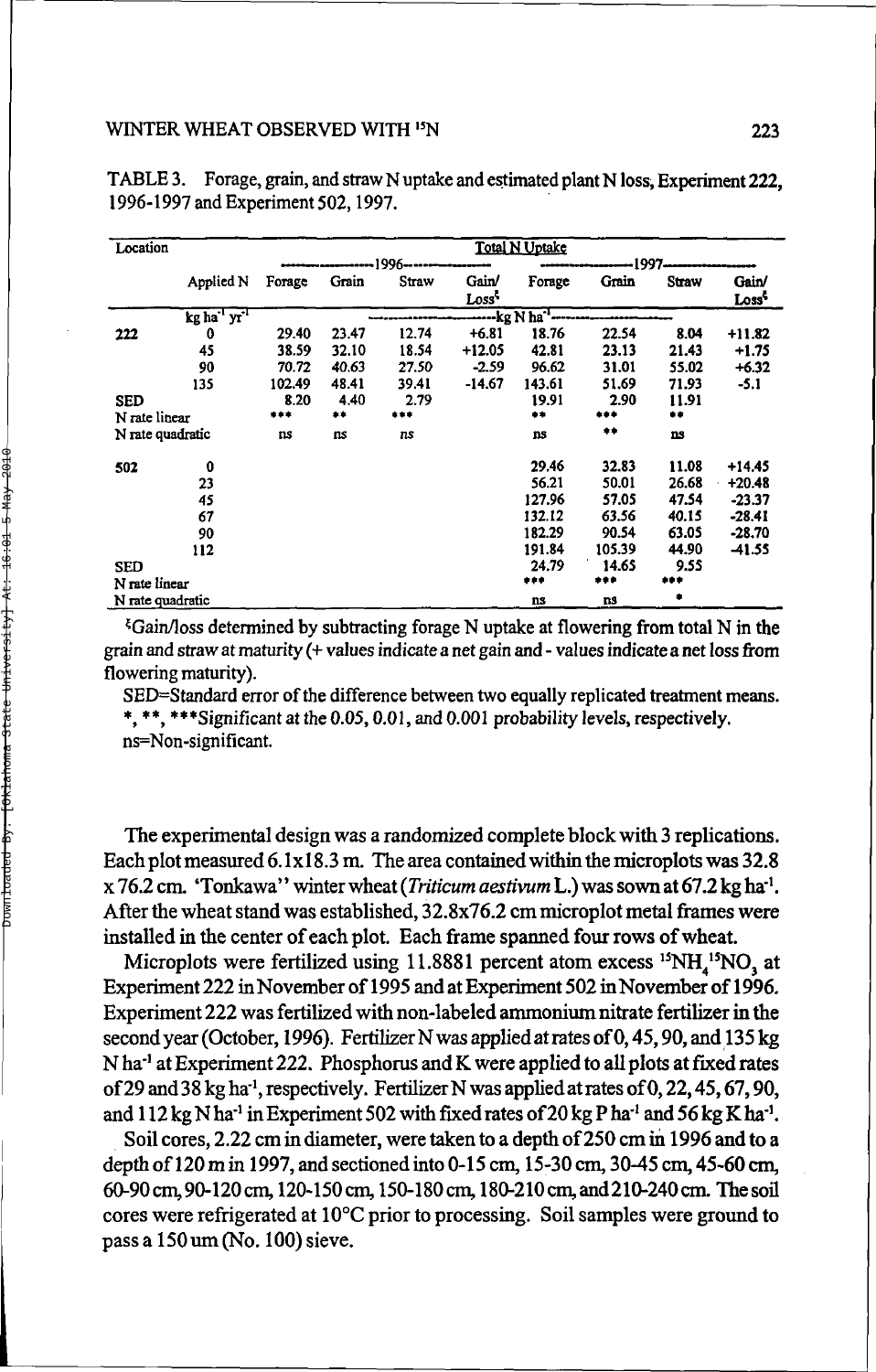TABLE 3. Forage, grain, and straw N uptake and estimated plant N loss, Experiment 222, 1996-1997 and Experiment 502, 1997.

| Location | Applied N | Total N Uptake 1996 Forage | Grain | Straw | Gain/ Loss[ξ] | Total N Uptake 1997 Forage | Grain | Straw | Gain/ Loss[ξ] |
|---|---|---|---|---|---|---|---|---|---|
| | kg ha$^{-1}$ yr$^{-1}$ | kg N ha$^{-1}$ | | | | | | | |
| 222 | 0 | 29.40 | 23.47 | 12.74 | +6.81 | 18.76 | 22.54 | 8.04 | +11.82 |
| | 45 | 38.59 | 32.10 | 18.54 | +12.05 | 42.81 | 23.13 | 21.43 | +1.75 |
| | 90 | 70.72 | 40.63 | 27.50 | -2.59 | 96.62 | 31.01 | 55.02 | +6.32 |
| | 135 | 102.49 | 48.41 | 39.41 | -14.67 | 143.61 | 51.69 | 71.93 | -5.1 |
| SED | | 8.20 | 4.40 | 2.79 | | 19.91 | 2.90 | 11.91 | |
| N rate linear | | *** | ** | *** | | ** | *** | ** | |
| N rate quadratic | | ns | ns | ns | | ns | ** | ns | |
| 502 | 0 | | | | | 29.46 | 32.83 | 11.08 | +14.45 |
| | 23 | | | | | 56.21 | 50.01 | 26.68 | +20.48 |
| | 45 | | | | | 127.96 | 57.05 | 47.54 | -23.37 |
| | 67 | | | | | 132.12 | 63.56 | 40.15 | -28.41 |
| | 90 | | | | | 182.29 | 90.54 | 63.05 | -28.70 |
| | 112 | | | | | 191.84 | 105.39 | 44.90 | -41.55 |
| SED | | | | | | 24.79 | 14.65 | 9.55 | |
| N rate linear | | | | | | *** | *** | *** | |
| N rate quadratic | | | | | | ns | ns | * | |

[ξ]Gain/loss determined by subtracting forage N uptake at flowering from total N in the grain and straw at maturity (+ values indicate a net gain and - values indicate a net loss from flowering maturity).

SED=Standard error of the difference between two equally replicated treatment means.

*, **, ***Significant at the 0.05, 0.01, and 0.001 probability levels, respectively.

ns=Non-significant.

The experimental design was a randomized complete block with 3 replications. Each plot measured 6.1x18.3 m. The area contained within the microplots was 32.8 x 76.2 cm. 'Tonkawa" winter wheat (*Triticum aestivum* L.) was sown at 67.2 kg ha$^{-1}$. After the wheat stand was established, 32.8x76.2 cm microplot metal frames were installed in the center of each plot. Each frame spanned four rows of wheat.

Microplots were fertilized using 11.8881 percent atom excess $^{15}NH_4{}^{15}NO_3$ at Experiment 222 in November of 1995 and at Experiment 502 in November of 1996. Experiment 222 was fertilized with non-labeled ammonium nitrate fertilizer in the second year (October, 1996). Fertilizer N was applied at rates of 0, 45, 90, and 135 kg N ha$^{-1}$ at Experiment 222. Phosphorus and K were applied to all plots at fixed rates of 29 and 38 kg ha$^{-1}$, respectively. Fertilizer N was applied at rates of 0, 22, 45, 67, 90, and 112 kg N ha$^{-1}$ in Experiment 502 with fixed rates of 20 kg P ha$^{-1}$ and 56 kg K ha$^{-1}$.

Soil cores, 2.22 cm in diameter, were taken to a depth of 250 cm in 1996 and to a depth of 120 m in 1997, and sectioned into 0-15 cm, 15-30 cm, 30-45 cm, 45-60 cm, 60-90 cm, 90-120 cm, 120-150 cm, 150-180 cm, 180-210 cm, and 210-240 cm. The soil cores were refrigerated at 10°C prior to processing. Soil samples were ground to pass a 150 um (No. 100) sieve.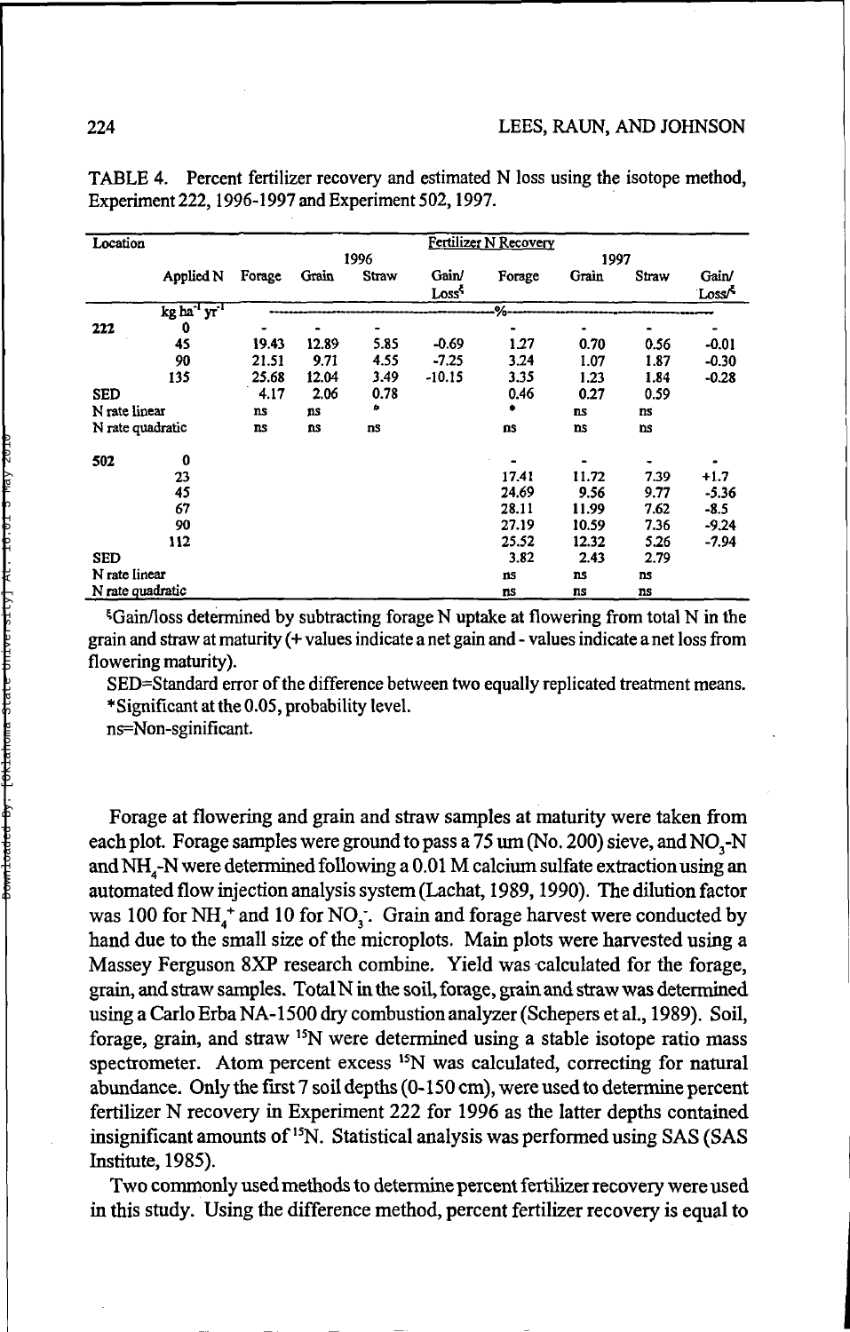TABLE 4. Percent fertilizer recovery and estimated N loss using the isotope method, Experiment 222, 1996-1997 and Experiment 502, 1997.

| Location | | Fertilizer N Recovery | | | | | | | |
|---|---|---|---|---|---|---|---|---|---|
| | | 1996 | | | | 1997 | | | |
| | Applied N | Forage | Grain | Straw | Gain/ Loss[§] | Forage | Grain | Straw | Gain/ Loss[§] |
| | $kg\ ha^{-1}\ yr^{-1}$ | % | | | | | | | |
| 222 | 0 | - | - | - | | - | - | - | - |
| | 45 | 19.43 | 12.89 | 5.85 | -0.69 | 1.27 | 0.70 | 0.56 | -0.01 |
| | 90 | 21.51 | 9.71 | 4.55 | -7.25 | 3.24 | 1.07 | 1.87 | -0.30 |
| | 135 | 25.68 | 12.04 | 3.49 | -10.15 | 3.35 | 1.23 | 1.84 | -0.28 |
| SED | | 4.17 | 2.06 | 0.78 | | 0.46 | 0.27 | 0.59 | |
| N rate linear | | ns | ns | * | | * | ns | ns | |
| N rate quadratic | | ns | ns | ns | | ns | ns | ns | |
| 502 | 0 | | | | | - | - | - | - |
| | 23 | | | | | 17.41 | 11.72 | 7.39 | +1.7 |
| | 45 | | | | | 24.69 | 9.56 | 9.77 | -5.36 |
| | 67 | | | | | 28.11 | 11.99 | 7.62 | -8.5 |
| | 90 | | | | | 27.19 | 10.59 | 7.36 | -9.24 |
| | 112 | | | | | 25.52 | 12.32 | 5.26 | -7.94 |
| SED | | | | | | 3.82 | 2.43 | 2.79 | |
| N rate linear | | | | | | ns | ns | ns | |
| N rate quadratic | | | | | | ns | ns | ns | |

[§]Gain/loss determined by subtracting forage N uptake at flowering from total N in the grain and straw at maturity (+ values indicate a net gain and - values indicate a net loss from flowering maturity).

SED=Standard error of the difference between two equally replicated treatment means.

*Significant at the 0.05, probability level.

ns=Non-sginificant.

Forage at flowering and grain and straw samples at maturity were taken from each plot. Forage samples were ground to pass a 75 um (No. 200) sieve, and $NO_3$-N and $NH_4$-N were determined following a 0.01 M calcium sulfate extraction using an automated flow injection analysis system (Lachat, 1989, 1990). The dilution factor was 100 for $NH_4^+$ and 10 for $NO_3^-$. Grain and forage harvest were conducted by hand due to the small size of the microplots. Main plots were harvested using a Massey Ferguson 8XP research combine. Yield was calculated for the forage, grain, and straw samples. Total N in the soil, forage, grain and straw was determined using a Carlo Erba NA-1500 dry combustion analyzer (Schepers et al., 1989). Soil, forage, grain, and straw $^{15}N$ were determined using a stable isotope ratio mass spectrometer. Atom percent excess $^{15}N$ was calculated, correcting for natural abundance. Only the first 7 soil depths (0-150 cm), were used to determine percent fertilizer N recovery in Experiment 222 for 1996 as the latter depths contained insignificant amounts of $^{15}N$. Statistical analysis was performed using SAS (SAS Institute, 1985).

Two commonly used methods to determine percent fertilizer recovery were used in this study. Using the difference method, percent fertilizer recovery is equal to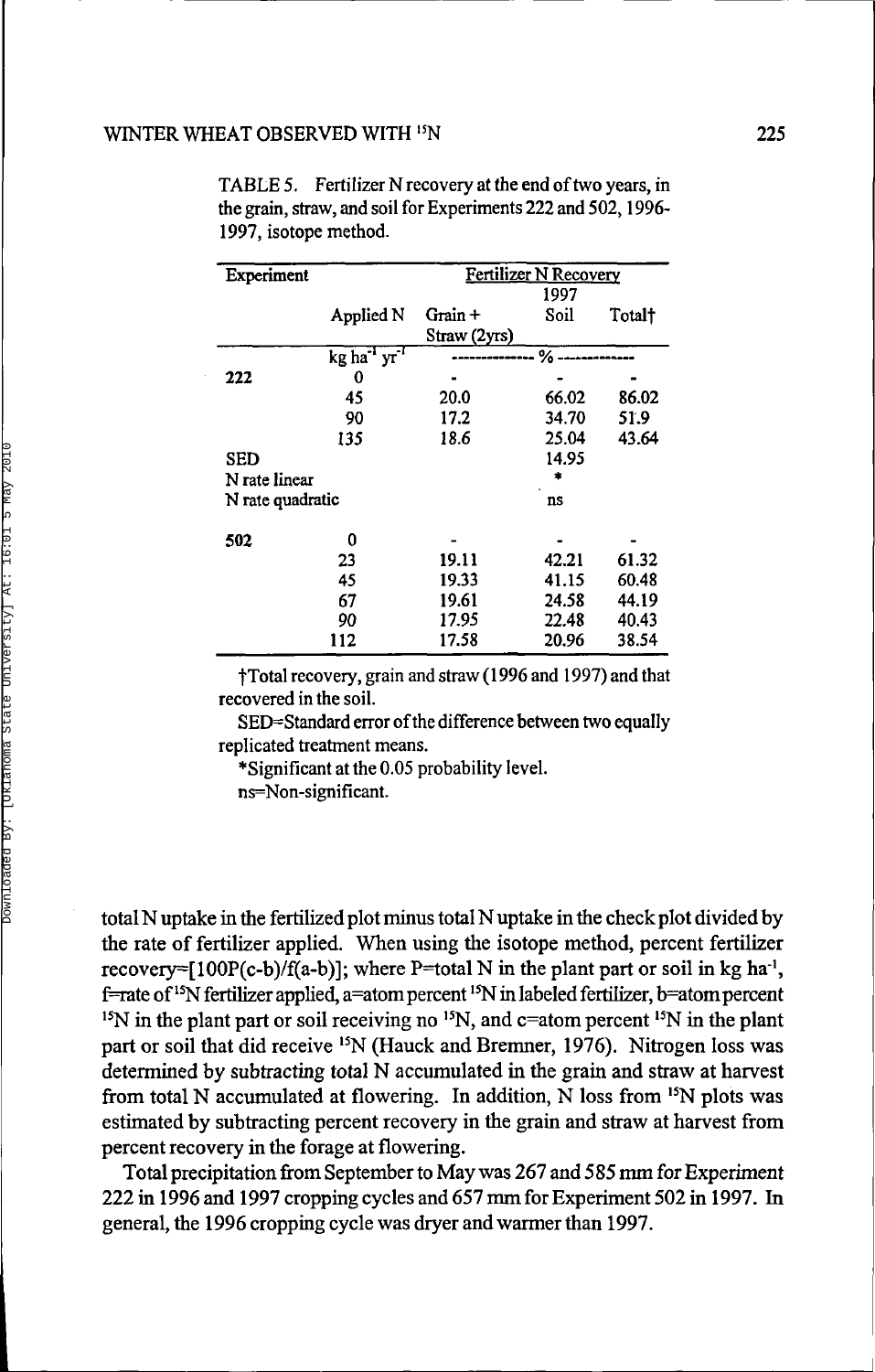TABLE 5. Fertilizer N recovery at the end of two years, in the grain, straw, and soil for Experiments 222 and 502, 1996-1997, isotope method.

| Experiment | | Fertilizer N Recovery | | |
|---|---|---|---|---|
| | Applied N | Grain + Straw (2yrs) | 1997 Soil | Total† |
| | kg $ha^{-1}$ $yr^{-1}$ | ------------- % ------------- | | |
| 222 | 0 | - | - | - |
| | 45 | 20.0 | 66.02 | 86.02 |
| | 90 | 17.2 | 34.70 | 51.9 |
| | 135 | 18.6 | 25.04 | 43.64 |
| SED | | | 14.95 | |
| N rate linear | | | * | |
| N rate quadratic | | | ns | |
| 502 | 0 | - | - | - |
| | 23 | 19.11 | 42.21 | 61.32 |
| | 45 | 19.33 | 41.15 | 60.48 |
| | 67 | 19.61 | 24.58 | 44.19 |
| | 90 | 17.95 | 22.48 | 40.43 |
| | 112 | 17.58 | 20.96 | 38.54 |

†Total recovery, grain and straw (1996 and 1997) and that recovered in the soil.

SED=Standard error of the difference between two equally replicated treatment means.

*Significant at the 0.05 probability level.

ns=Non-significant.

total N uptake in the fertilized plot minus total N uptake in the check plot divided by the rate of fertilizer applied. When using the isotope method, percent fertilizer recovery=$[100P(c\text{-}b)/f(a\text{-}b)]$; where P=total N in the plant part or soil in kg $ha^{-1}$, f=rate of $^{15}N$ fertilizer applied, a=atom percent $^{15}N$ in labeled fertilizer, b=atom percent $^{15}N$ in the plant part or soil receiving no $^{15}N$, and c=atom percent $^{15}N$ in the plant part or soil that did receive $^{15}N$ (Hauck and Bremner, 1976). Nitrogen loss was determined by subtracting total N accumulated in the grain and straw at harvest from total N accumulated at flowering. In addition, N loss from $^{15}N$ plots was estimated by subtracting percent recovery in the grain and straw at harvest from percent recovery in the forage at flowering.

Total precipitation from September to May was 267 and 585 mm for Experiment 222 in 1996 and 1997 cropping cycles and 657 mm for Experiment 502 in 1997. In general, the 1996 cropping cycle was dryer and warmer than 1997.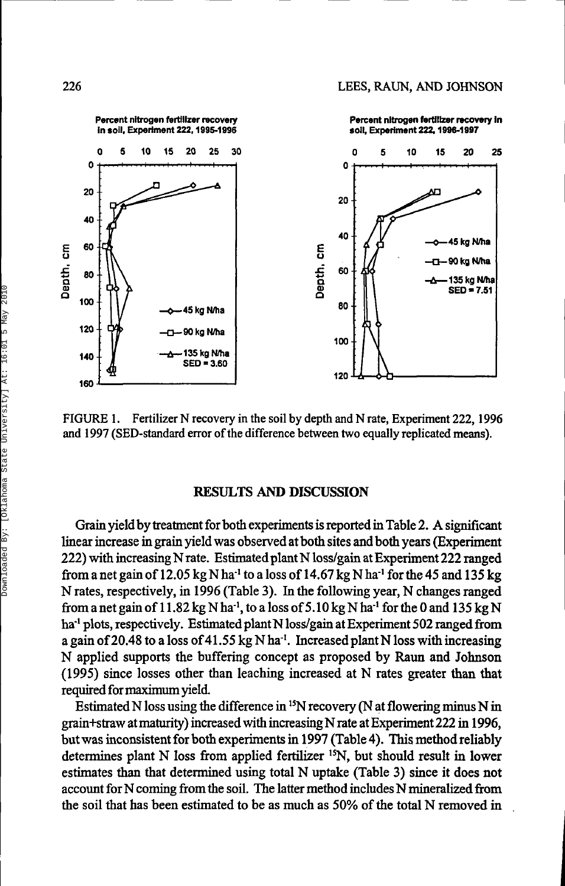FIGURE 1. Fertilizer N recovery in the soil by depth and N rate, Experiment 222, 1996 and 1997 (SED-standard error of the difference between two equally replicated means).

## RESULTS AND DISCUSSION

Grain yield by treatment for both experiments is reported in Table 2. A significant linear increase in grain yield was observed at both sites and both years (Experiment 222) with increasing N rate. Estimated plant N loss/gain at Experiment 222 ranged from a net gain of 12.05 kg N ha$^{-1}$ to a loss of 14.67 kg N ha$^{-1}$ for the 45 and 135 kg N rates, respectively, in 1996 (Table 3). In the following year, N changes ranged from a net gain of 11.82 kg N ha$^{-1}$, to a loss of 5.10 kg N ha$^{-1}$ for the 0 and 135 kg N ha$^{-1}$ plots, respectively. Estimated plant N loss/gain at Experiment 502 ranged from a gain of 20.48 to a loss of 41.55 kg N ha$^{-1}$. Increased plant N loss with increasing N applied supports the buffering concept as proposed by Raun and Johnson (1995) since losses other than leaching increased at N rates greater than that required for maximum yield.

Estimated N loss using the difference in $^{15}$N recovery (N at flowering minus N in grain+straw at maturity) increased with increasing N rate at Experiment 222 in 1996, but was inconsistent for both experiments in 1997 (Table 4). This method reliably determines plant N loss from applied fertilizer $^{15}$N, but should result in lower estimates than that determined using total N uptake (Table 3) since it does not account for N coming from the soil. The latter method includes N mineralized from the soil that has been estimated to be as much as 50% of the total N removed in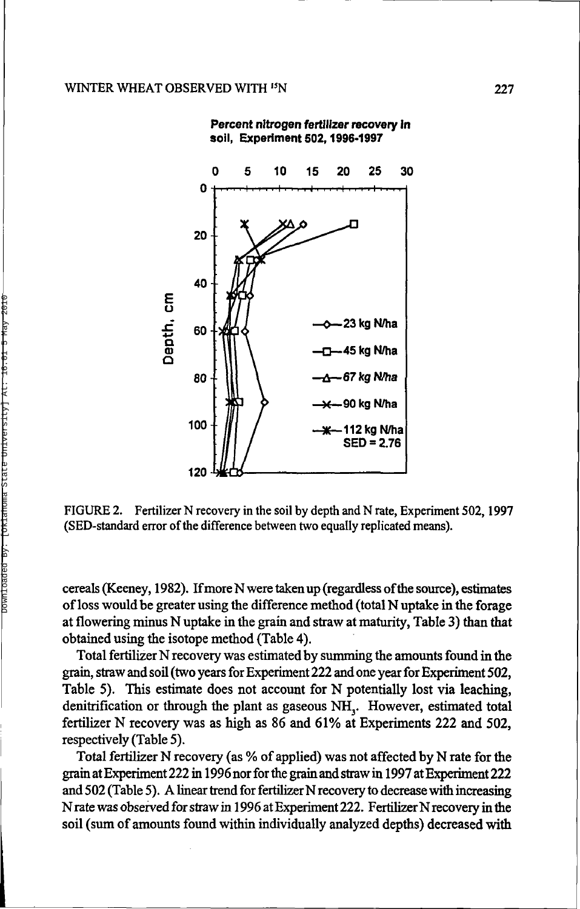FIGURE 2. Fertilizer N recovery in the soil by depth and N rate, Experiment 502, 1997 (SED-standard error of the difference between two equally replicated means).

cereals (Keeney, 1982). If more N were taken up (regardless of the source), estimates of loss would be greater using the difference method (total N uptake in the forage at flowering minus N uptake in the grain and straw at maturity, Table 3) than that obtained using the isotope method (Table 4).

Total fertilizer N recovery was estimated by summing the amounts found in the grain, straw and soil (two years for Experiment 222 and one year for Experiment 502, Table 5). This estimate does not account for N potentially lost via leaching, denitrification or through the plant as gaseous $NH_3$. However, estimated total fertilizer N recovery was as high as 86 and 61% at Experiments 222 and 502, respectively (Table 5).

Total fertilizer N recovery (as % of applied) was not affected by N rate for the grain at Experiment 222 in 1996 nor for the grain and straw in 1997 at Experiment 222 and 502 (Table 5). A linear trend for fertilizer N recovery to decrease with increasing N rate was observed for straw in 1996 at Experiment 222. Fertilizer N recovery in the soil (sum of amounts found within individually analyzed depths) decreased with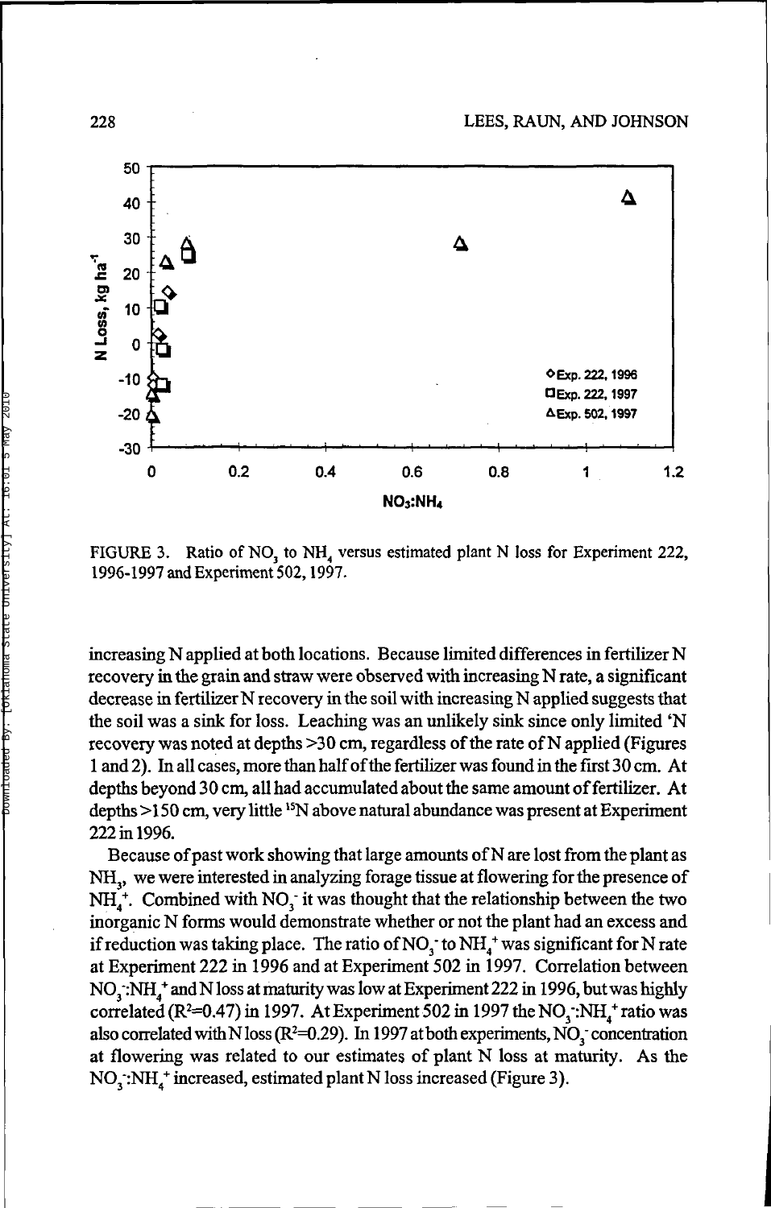FIGURE 3. Ratio of $NO_3$ to $NH_4$ versus estimated plant N loss for Experiment 222, 1996-1997 and Experiment 502, 1997.

increasing N applied at both locations. Because limited differences in fertilizer N recovery in the grain and straw were observed with increasing N rate, a significant decrease in fertilizer N recovery in the soil with increasing N applied suggests that the soil was a sink for loss. Leaching was an unlikely sink since only limited $^{15}N$ recovery was noted at depths >30 cm, regardless of the rate of N applied (Figures 1 and 2). In all cases, more than half of the fertilizer was found in the first 30 cm. At depths beyond 30 cm, all had accumulated about the same amount of fertilizer. At depths >150 cm, very little $^{15}N$ above natural abundance was present at Experiment 222 in 1996.

Because of past work showing that large amounts of N are lost from the plant as $NH_3$, we were interested in analyzing forage tissue at flowering for the presence of $NH_4^+$. Combined with $NO_3^-$ it was thought that the relationship between the two inorganic N forms would demonstrate whether or not the plant had an excess and if reduction was taking place. The ratio of $NO_3^-$ to $NH_4^+$ was significant for N rate at Experiment 222 in 1996 and at Experiment 502 in 1997. Correlation between $NO_3^-$:$NH_4^+$ and N loss at maturity was low at Experiment 222 in 1996, but was highly correlated ($R^2$=0.47) in 1997. At Experiment 502 in 1997 the $NO_3^-$:$NH_4^+$ ratio was also correlated with N loss ($R^2$=0.29). In 1997 at both experiments, $NO_3^-$ concentration at flowering was related to our estimates of plant N loss at maturity. As the $NO_3^-$:$NH_4^+$ increased, estimated plant N loss increased (Figure 3).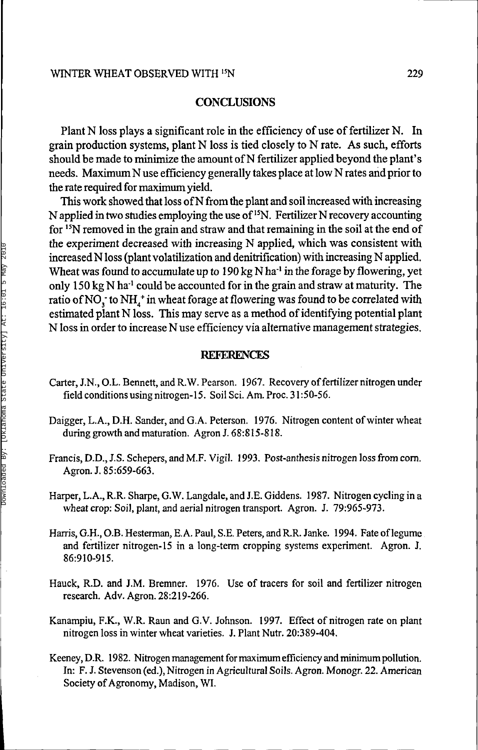## CONCLUSIONS

Plant N loss plays a significant role in the efficiency of use of fertilizer N. In grain production systems, plant N loss is tied closely to N rate. As such, efforts should be made to minimize the amount of N fertilizer applied beyond the plant's needs. Maximum N use efficiency generally takes place at low N rates and prior to the rate required for maximum yield.

This work showed that loss of N from the plant and soil increased with increasing N applied in two studies employing the use of $^{15}N$. Fertilizer N recovery accounting for $^{15}N$ removed in the grain and straw and that remaining in the soil at the end of the experiment decreased with increasing N applied, which was consistent with increased N loss (plant volatilization and denitrification) with increasing N applied. Wheat was found to accumulate up to 190 kg N $ha^{-1}$ in the forage by flowering, yet only 150 kg N $ha^{-1}$ could be accounted for in the grain and straw at maturity. The ratio of $NO_3^-$ to $NH_4^+$ in wheat forage at flowering was found to be correlated with estimated plant N loss. This may serve as a method of identifying potential plant N loss in order to increase N use efficiency via alternative management strategies.

## REFERENCES

Carter, J.N., O.L. Bennett, and R.W. Pearson. 1967. Recovery of fertilizer nitrogen under field conditions using nitrogen-15. Soil Sci. Am. Proc. 31:50-56.

Daigger, L.A., D.H. Sander, and G.A. Peterson. 1976. Nitrogen content of winter wheat during growth and maturation. Agron J. 68:815-818.

Francis, D.D., J.S. Schepers, and M.F. Vigil. 1993. Post-anthesis nitrogen loss from corn. Agron. J. 85:659-663.

Harper, L.A., R.R. Sharpe, G.W. Langdale, and J.E. Giddens. 1987. Nitrogen cycling in a wheat crop: Soil, plant, and aerial nitrogen transport. Agron. J. 79:965-973.

Harris, G.H., O.B. Hesterman, E.A. Paul, S.E. Peters, and R.R. Janke. 1994. Fate of legume and fertilizer nitrogen-15 in a long-term cropping systems experiment. Agron. J. 86:910-915.

Hauck, R.D. and J.M. Bremner. 1976. Use of tracers for soil and fertilizer nitrogen research. Adv. Agron. 28:219-266.

Kanampiu, F.K., W.R. Raun and G.V. Johnson. 1997. Effect of nitrogen rate on plant nitrogen loss in winter wheat varieties. J. Plant Nutr. 20:389-404.

Keeney, D.R. 1982. Nitrogen management for maximum efficiency and minimum pollution. In: F. J. Stevenson (ed.), Nitrogen in Agricultural Soils. Agron. Monogr. 22. American Society of Agronomy, Madison, WI.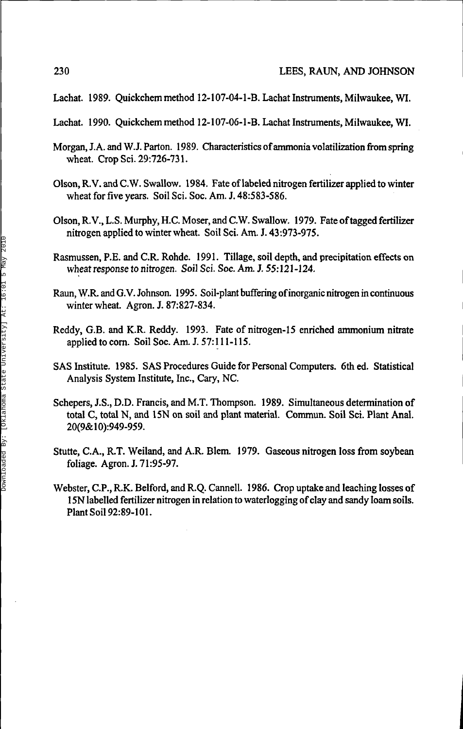Lachat. 1989. Quickchem method 12-107-04-1-B. Lachat Instruments, Milwaukee, WI.

Lachat. 1990. Quickchem method 12-107-06-1-B. Lachat Instruments, Milwaukee, WI.

Morgan, J.A. and W.J. Parton. 1989. Characteristics of ammonia volatilization from spring wheat. Crop Sci. 29:726-731.

Olson, R.V. and C.W. Swallow. 1984. Fate of labeled nitrogen fertilizer applied to winter wheat for five years. Soil Sci. Soc. Am. J. 48:583-586.

Olson, R.V., L.S. Murphy, H.C. Moser, and C.W. Swallow. 1979. Fate of tagged fertilizer nitrogen applied to winter wheat. Soil Sci. Am. J. 43:973-975.

Rasmussen, P.E. and C.R. Rohde. 1991. Tillage, soil depth, and precipitation effects on wheat response to nitrogen. Soil Sci. Soc. Am. J. 55:121-124.

Raun, W.R. and G.V. Johnson. 1995. Soil-plant buffering of inorganic nitrogen in continuous winter wheat. Agron. J. 87:827-834.

Reddy, G.B. and K.R. Reddy. 1993. Fate of nitrogen-15 enriched ammonium nitrate applied to corn. Soil Soc. Am. J. 57:111-115.

SAS Institute. 1985. SAS Procedures Guide for Personal Computers. 6th ed. Statistical Analysis System Institute, Inc., Cary, NC.

Schepers, J.S., D.D. Francis, and M.T. Thompson. 1989. Simultaneous determination of total C, total N, and 15N on soil and plant material. Commun. Soil Sci. Plant Anal. 20(9&10):949-959.

Stutte, C.A., R.T. Weiland, and A.R. Blem. 1979. Gaseous nitrogen loss from soybean foliage. Agron. J. 71:95-97.

Webster, C.P., R.K. Belford, and R.Q. Cannell. 1986. Crop uptake and leaching losses of 15N labelled fertilizer nitrogen in relation to waterlogging of clay and sandy loam soils. Plant Soil 92:89-101.